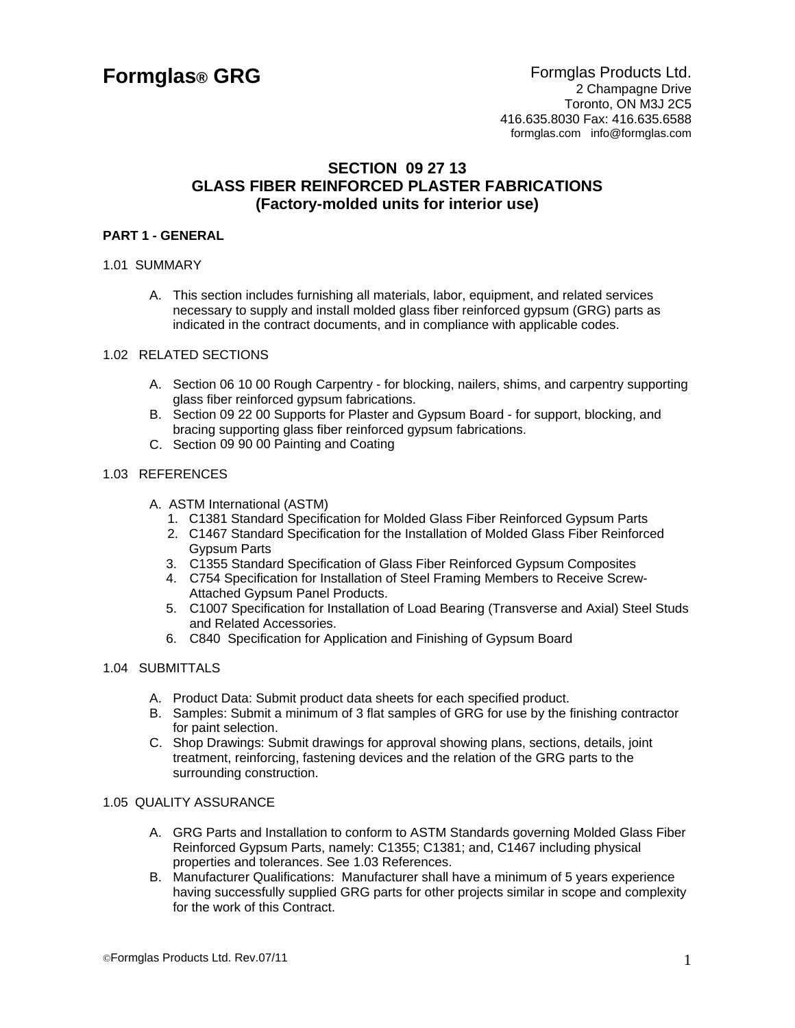**Formglas® GRG**

Formglas Products Ltd.
2 Champagne Drive
Toronto, ON M3J 2C5
416.635.8030 Fax: 416.635.6588
formglas.com info@formglas.com

# SECTION 09 27 13
# GLASS FIBER REINFORCED PLASTER FABRICATIONS
## (Factory-molded units for interior use)

### PART 1 - GENERAL

1.01 SUMMARY

A. This section includes furnishing all materials, labor, equipment, and related services necessary to supply and install molded glass fiber reinforced gypsum (GRG) parts as indicated in the contract documents, and in compliance with applicable codes.

1.02 RELATED SECTIONS

A. Section 06 10 00 Rough Carpentry - for blocking, nailers, shims, and carpentry supporting glass fiber reinforced gypsum fabrications.
B. Section 09 22 00 Supports for Plaster and Gypsum Board - for support, blocking, and bracing supporting glass fiber reinforced gypsum fabrications.
C. Section 09 90 00 Painting and Coating

1.03 REFERENCES

A. ASTM International (ASTM)
1. C1381 Standard Specification for Molded Glass Fiber Reinforced Gypsum Parts
2. C1467 Standard Specification for the Installation of Molded Glass Fiber Reinforced Gypsum Parts
3. C1355 Standard Specification of Glass Fiber Reinforced Gypsum Composites
4. C754 Specification for Installation of Steel Framing Members to Receive Screw-Attached Gypsum Panel Products.
5. C1007 Specification for Installation of Load Bearing (Transverse and Axial) Steel Studs and Related Accessories.
6. C840 Specification for Application and Finishing of Gypsum Board

1.04 SUBMITTALS

A. Product Data: Submit product data sheets for each specified product.
B. Samples: Submit a minimum of 3 flat samples of GRG for use by the finishing contractor for paint selection.
C. Shop Drawings: Submit drawings for approval showing plans, sections, details, joint treatment, reinforcing, fastening devices and the relation of the GRG parts to the surrounding construction.

1.05 QUALITY ASSURANCE

A. GRG Parts and Installation to conform to ASTM Standards governing Molded Glass Fiber Reinforced Gypsum Parts, namely: C1355; C1381; and, C1467 including physical properties and tolerances. See 1.03 References.
B. Manufacturer Qualifications: Manufacturer shall have a minimum of 5 years experience having successfully supplied GRG parts for other projects similar in scope and complexity for the work of this Contract.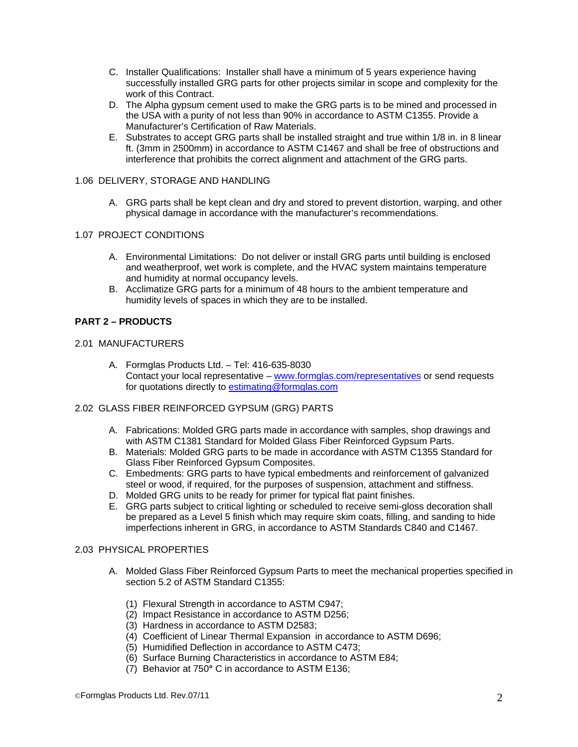C. Installer Qualifications: Installer shall have a minimum of 5 years experience having successfully installed GRG parts for other projects similar in scope and complexity for the work of this Contract.
D. The Alpha gypsum cement used to make the GRG parts is to be mined and processed in the USA with a purity of not less than 90% in accordance to ASTM C1355. Provide a Manufacturer's Certification of Raw Materials.
E. Substrates to accept GRG parts shall be installed straight and true within 1/8 in. in 8 linear ft. (3mm in 2500mm) in accordance to ASTM C1467 and shall be free of obstructions and interference that prohibits the correct alignment and attachment of the GRG parts.

1.06 DELIVERY, STORAGE AND HANDLING

A. GRG parts shall be kept clean and dry and stored to prevent distortion, warping, and other physical damage in accordance with the manufacturer's recommendations.

1.07 PROJECT CONDITIONS

A. Environmental Limitations: Do not deliver or install GRG parts until building is enclosed and weatherproof, wet work is complete, and the HVAC system maintains temperature and humidity at normal occupancy levels.
B. Acclimatize GRG parts for a minimum of 48 hours to the ambient temperature and humidity levels of spaces in which they are to be installed.

**PART 2 – PRODUCTS**

2.01 MANUFACTURERS

A. Formglas Products Ltd. – Tel: 416-635-8030
Contact your local representative – [www.formglas.com/representatives](www.formglas.com/representatives) or send requests for quotations directly to [estimating@formglas.com](mailto:estimating@formglas.com)

2.02 GLASS FIBER REINFORCED GYPSUM (GRG) PARTS

A. Fabrications: Molded GRG parts made in accordance with samples, shop drawings and with ASTM C1381 Standard for Molded Glass Fiber Reinforced Gypsum Parts.
B. Materials: Molded GRG parts to be made in accordance with ASTM C1355 Standard for Glass Fiber Reinforced Gypsum Composites.
C. Embedments: GRG parts to have typical embedments and reinforcement of galvanized steel or wood, if required, for the purposes of suspension, attachment and stiffness.
D. Molded GRG units to be ready for primer for typical flat paint finishes.
E. GRG parts subject to critical lighting or scheduled to receive semi-gloss decoration shall be prepared as a Level 5 finish which may require skim coats, filling, and sanding to hide imperfections inherent in GRG, in accordance to ASTM Standards C840 and C1467.

2.03 PHYSICAL PROPERTIES

A. Molded Glass Fiber Reinforced Gypsum Parts to meet the mechanical properties specified in section 5.2 of ASTM Standard C1355:

(1) Flexural Strength in accordance to ASTM C947;
(2) Impact Resistance in accordance to ASTM D256;
(3) Hardness in accordance to ASTM D2583;
(4) Coefficient of Linear Thermal Expansion in accordance to ASTM D696;
(5) Humidified Deflection in accordance to ASTM C473;
(6) Surface Burning Characteristics in accordance to ASTM E84;
(7) Behavior at 750° C in accordance to ASTM E136;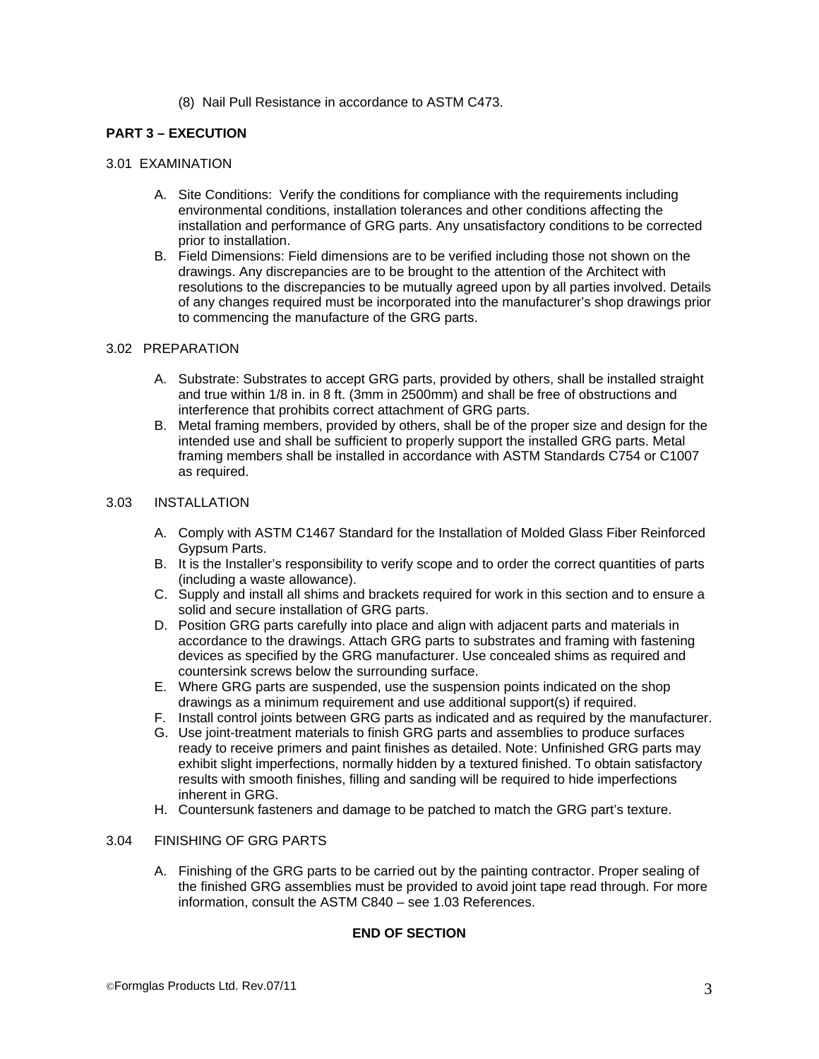(8) Nail Pull Resistance in accordance to ASTM C473.

## PART 3 – EXECUTION

### 3.01 EXAMINATION

A. Site Conditions: Verify the conditions for compliance with the requirements including environmental conditions, installation tolerances and other conditions affecting the installation and performance of GRG parts. Any unsatisfactory conditions to be corrected prior to installation.

B. Field Dimensions: Field dimensions are to be verified including those not shown on the drawings. Any discrepancies are to be brought to the attention of the Architect with resolutions to the discrepancies to be mutually agreed upon by all parties involved. Details of any changes required must be incorporated into the manufacturer's shop drawings prior to commencing the manufacture of the GRG parts.

### 3.02 PREPARATION

A. Substrate: Substrates to accept GRG parts, provided by others, shall be installed straight and true within 1/8 in. in 8 ft. (3mm in 2500mm) and shall be free of obstructions and interference that prohibits correct attachment of GRG parts.

B. Metal framing members, provided by others, shall be of the proper size and design for the intended use and shall be sufficient to properly support the installed GRG parts. Metal framing members shall be installed in accordance with ASTM Standards C754 or C1007 as required.

### 3.03 INSTALLATION

A. Comply with ASTM C1467 Standard for the Installation of Molded Glass Fiber Reinforced Gypsum Parts.

B. It is the Installer's responsibility to verify scope and to order the correct quantities of parts (including a waste allowance).

C. Supply and install all shims and brackets required for work in this section and to ensure a solid and secure installation of GRG parts.

D. Position GRG parts carefully into place and align with adjacent parts and materials in accordance to the drawings. Attach GRG parts to substrates and framing with fastening devices as specified by the GRG manufacturer. Use concealed shims as required and countersink screws below the surrounding surface.

E. Where GRG parts are suspended, use the suspension points indicated on the shop drawings as a minimum requirement and use additional support(s) if required.

F. Install control joints between GRG parts as indicated and as required by the manufacturer.

G. Use joint-treatment materials to finish GRG parts and assemblies to produce surfaces ready to receive primers and paint finishes as detailed. Note: Unfinished GRG parts may exhibit slight imperfections, normally hidden by a textured finished. To obtain satisfactory results with smooth finishes, filling and sanding will be required to hide imperfections inherent in GRG.

H. Countersunk fasteners and damage to be patched to match the GRG part's texture.

### 3.04 FINISHING OF GRG PARTS

A. Finishing of the GRG parts to be carried out by the painting contractor. Proper sealing of the finished GRG assemblies must be provided to avoid joint tape read through. For more information, consult the ASTM C840 – see 1.03 References.

**END OF SECTION**

©Formglas Products Ltd. Rev.07/11